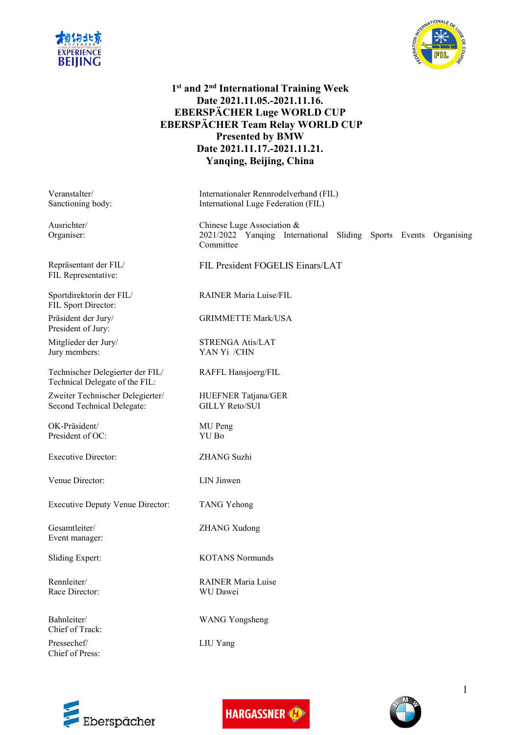# 1st and 2nd International Training Week
## Date 2021.11.05.-2021.11.16.
## EBERSPÄCHER Luge WORLD CUP
## EBERSPÄCHER Team Relay WORLD CUP
## Presented by BMW
## Date 2021.11.17.-2021.11.21.
## Yanqing, Beijing, China

| | |
|---|---|
| Veranstalter/<br>Sanctioning body: | Internationaler Rennrodelverband (FIL)<br>International Luge Federation (FIL) |
| Ausrichter/<br>Organiser: | Chinese Luge Association &<br>2021/2022 Yanqing International Sliding Sports Events Organising Committee |
| Repräsentant der FIL/<br>FIL Representative: | FIL President FOGELIS Einars/LAT |
| Sportdirektorin der FIL/<br>FIL Sport Director: | RAINER Maria Luise/FIL |
| Präsident der Jury/<br>President of Jury: | GRIMMETTE Mark/USA |
| Mitglieder der Jury/<br>Jury members: | STRENGA Atis/LAT<br>YAN Yi /CHN |
| Technischer Delegierter der FIL/<br>Technical Delegate of the FIL: | RAFFL Hansjoerg/FIL |
| Zweiter Technischer Delegierter/<br>Second Technical Delegate: | HUEFNER Tatjana/GER<br>GILLY Reto/SUI |
| OK-Präsident/<br>President of OC: | MU Peng<br>YU Bo |
| Executive Director: | ZHANG Suzhi |
| Venue Director: | LIN Jinwen |
| Executive Deputy Venue Director: | TANG Yehong |
| Gesamtleiter/<br>Event manager: | ZHANG Xudong |
| Sliding Expert: | KOTANS Normunds |
| Rennleiter/<br>Race Director: | RAINER Maria Luise<br>WU Dawei |
| Bahnleiter/<br>Chief of Track: | WANG Yongsheng |
| Pressechef/<br>Chief of Press: | LIU Yang |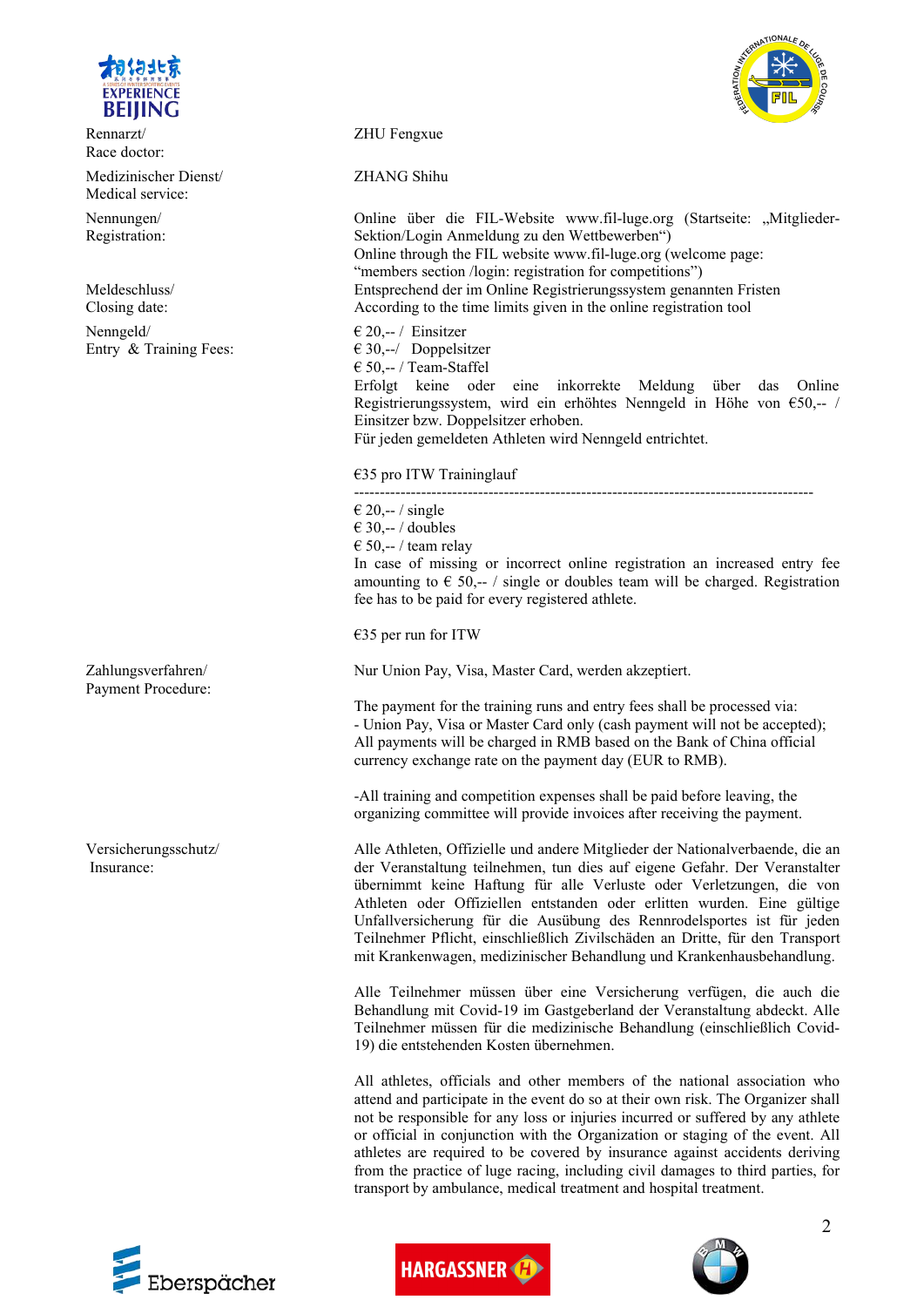| | |
|---|---|
| Rennarzt/<br>Race doctor: | ZHU Fengxue |
| Medizinischer Dienst/<br>Medical service: | ZHANG Shihu |
| Nennungen/<br>Registration: | Online über die FIL-Website www.fil-luge.org (Startseite: „Mitglieder-Sektion/Login Anmeldung zu den Wettbewerben“)<br>Online through the FIL website www.fil-luge.org (welcome page: “members section /login: registration for competitions”) |
| Meldeschluss/<br>Closing date: | Entsprechend der im Online Registrierungssystem genannten Fristen<br>According to the time limits given in the online registration tool |
| Nenngeld/<br>Entry & Training Fees: | € 20,-- / Einsitzer<br>€ 30,--/ Doppelsitzer<br>€ 50,-- / Team-Staffel<br>Erfolgt keine oder eine inkorrekte Meldung über das Online Registrierungssystem, wird ein erhöhtes Nenngeld in Höhe von €50,-- / Einsitzer bzw. Doppelsitzer erhoben.<br>Für jeden gemeldeten Athleten wird Nenngeld entrichtet.<br><br>€35 pro ITW Traininglauf<br>------------------------------------------------------------------------------------------<br>€ 20,-- / single<br>€ 30,-- / doubles<br>€ 50,-- / team relay<br>In case of missing or incorrect online registration an increased entry fee amounting to € 50,-- / single or doubles team will be charged. Registration fee has to be paid for every registered athlete.<br><br>€35 per run for ITW |
| Zahlungsverfahren/<br>Payment Procedure: | Nur Union Pay, Visa, Master Card, werden akzeptiert.<br><br>The payment for the training runs and entry fees shall be processed via:<br>- Union Pay, Visa or Master Card only (cash payment will not be accepted);<br>All payments will be charged in RMB based on the Bank of China official currency exchange rate on the payment day (EUR to RMB).<br><br>-All training and competition expenses shall be paid before leaving, the organizing committee will provide invoices after receiving the payment. |
| Versicherungsschutz/<br>Insurance: | Alle Athleten, Offizielle und andere Mitglieder der Nationalverbaende, die an der Veranstaltung teilnehmen, tun dies auf eigene Gefahr. Der Veranstalter übernimmt keine Haftung für alle Verluste oder Verletzungen, die von Athleten oder Offiziellen entstanden oder erlitten wurden. Eine gültige Unfallversicherung für die Ausübung des Rennrodelsportes ist für jeden Teilnehmer Pflicht, einschließlich Zivilschäden an Dritte, für den Transport mit Krankenwagen, medizinischer Behandlung und Krankenhausbehandlung.<br><br>Alle Teilnehmer müssen über eine Versicherung verfügen, die auch die Behandlung mit Covid-19 im Gastgeberland der Veranstaltung abdeckt. Alle Teilnehmer müssen für die medizinische Behandlung (einschließlich Covid-19) die entstehenden Kosten übernehmen.<br><br>All athletes, officials and other members of the national association who attend and participate in the event do so at their own risk. The Organizer shall not be responsible for any loss or injuries incurred or suffered by any athlete or official in conjunction with the Organization or staging of the event. All athletes are required to be covered by insurance against accidents deriving from the practice of luge racing, including civil damages to third parties, for transport by ambulance, medical treatment and hospital treatment. |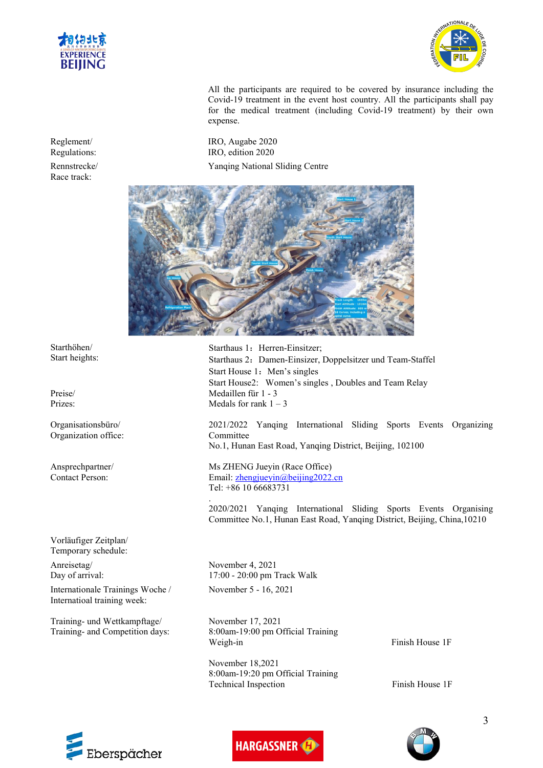All the participants are required to be covered by insurance including the Covid-19 treatment in the event host country. All the participants shall pay for the medical treatment (including Covid-19 treatment) by their own expense.

| | |
|---|---|
| Reglement/ Regulations: | IRO, Augabe 2020<br>IRO, edition 2020 |
| Rennstrecke/ Race track: | Yanqing National Sliding Centre |

| | |
|---|---|
| Starthöhen/ Start heights: | Starthaus 1：Herren-Einsitzer;<br>Starthaus 2：Damen-Einsitzer, Doppelsitzer und Team-Staffel<br>Start House 1：Men’s singles<br>Start House2: Women’s singles , Doubles and Team Relay |
| Preise/ Prizes: | Medaillen für 1 - 3<br>Medals for rank 1 – 3 |
| Organisationsbüro/ Organization office: | 2021/2022 Yanqing International Sliding Sports Events Organizing Committee<br>No.1, Hunan East Road, Yanqing District, Beijing, 102100 |
| Ansprechpartner/ Contact Person: | Ms ZHENG Jueyin (Race Office)<br>Email: zhengjueyin@beijing2022.cn<br>Tel: +86 10 66683731<br>.<br>2020/2021 Yanqing International Sliding Sports Events Organising Committee No.1, Hunan East Road, Yanqing District, Beijing, China,10210 |

Vorläufiger Zeitplan/
Temporary schedule:

| | | |
|---|---|---|
| Anreisetag/ Day of arrival: | November 4, 2021<br>17:00 - 20:00 pm Track Walk | |
| Internationale Trainings Woche / Internatioal training week: | November 5 - 16, 2021 | |
| Training- und Wettkampftage/ Training- and Competition days: | November 17, 2021<br>8:00am-19:00 pm Official Training<br>Weigh-in | Finish House 1F |
| | November 18,2021<br>8:00am-19:20 pm Official Training<br>Technical Inspection | Finish House 1F |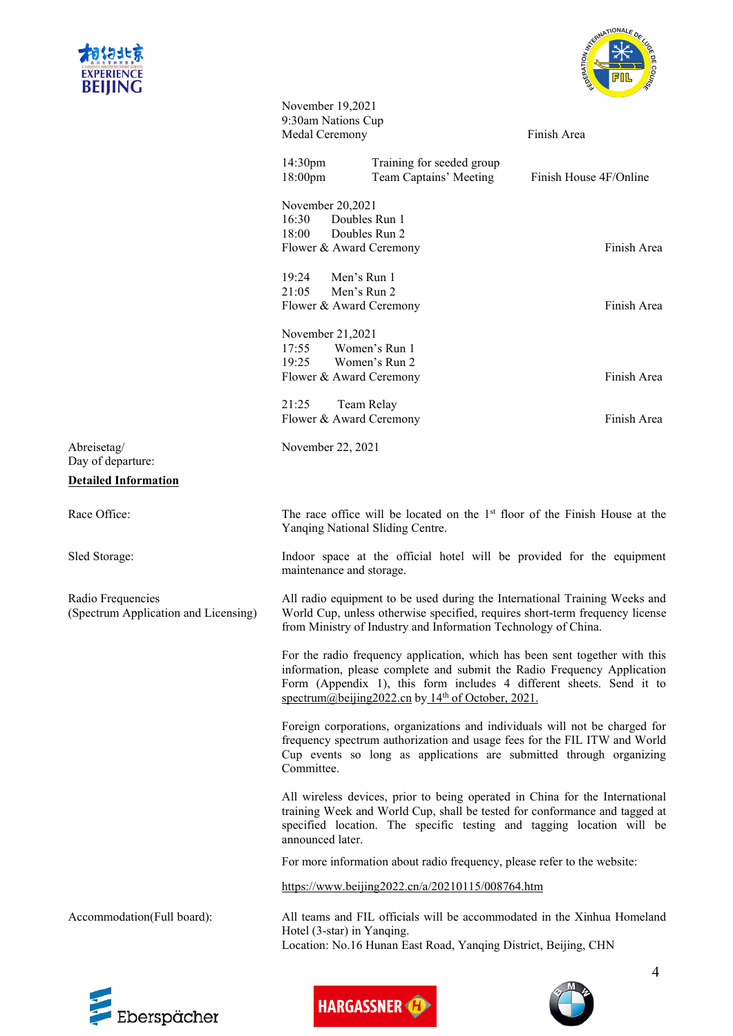November 19,2021
9:30am Nations Cup
Medal Ceremony — Finish Area

14:30pm — Training for seeded group
18:00pm — Team Captains' Meeting — Finish House 4F/Online

November 20,2021
16:30 — Doubles Run 1
18:00 — Doubles Run 2
Flower & Award Ceremony — Finish Area

19:24 — Men's Run 1
21:05 — Men's Run 2
Flower & Award Ceremony — Finish Area

November 21,2021
17:55 — Women's Run 1
19:25 — Women's Run 2
Flower & Award Ceremony — Finish Area

21:25 — Team Relay
Flower & Award Ceremony — Finish Area

Abreisetag/
Day of departure: November 22, 2021

**Detailed Information**

Race Office:

The race office will be located on the 1st floor of the Finish House at the Yanqing National Sliding Centre.

Sled Storage:

Indoor space at the official hotel will be provided for the equipment maintenance and storage.

Radio Frequencies (Spectrum Application and Licensing)

All radio equipment to be used during the International Training Weeks and World Cup, unless otherwise specified, requires short-term frequency license from Ministry of Industry and Information Technology of China.

For the radio frequency application, which has been sent together with this information, please complete and submit the Radio Frequency Application Form (Appendix 1), this form includes 4 different sheets. Send it to spectrum@beijing2022.cn by 14th of October, 2021.

Foreign corporations, organizations and individuals will not be charged for frequency spectrum authorization and usage fees for the FIL ITW and World Cup events so long as applications are submitted through organizing Committee.

All wireless devices, prior to being operated in China for the International training Week and World Cup, shall be tested for conformance and tagged at specified location. The specific testing and tagging location will be announced later.

For more information about radio frequency, please refer to the website:

https://www.beijing2022.cn/a/20210115/008764.htm

Accommodation(Full board):

All teams and FIL officials will be accommodated in the Xinhua Homeland Hotel (3-star) in Yanqing.
Location: No.16 Hunan East Road, Yanqing District, Beijing, CHN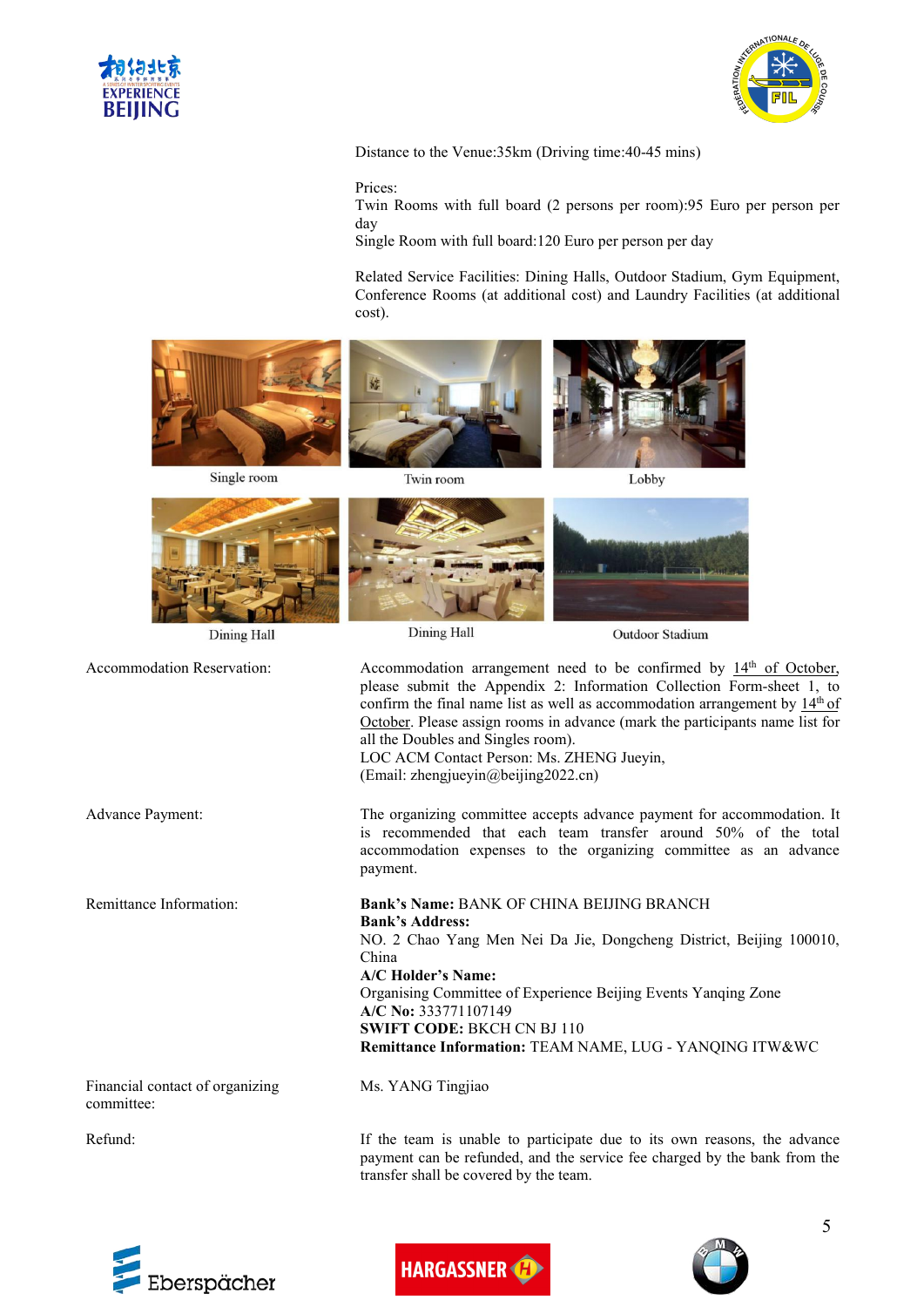Distance to the Venue:35km (Driving time:40-45 mins)

Prices:
Twin Rooms with full board (2 persons per room):95 Euro per person per day
Single Room with full board:120 Euro per person per day

Related Service Facilities: Dining Halls, Outdoor Stadium, Gym Equipment, Conference Rooms (at additional cost) and Laundry Facilities (at additional cost).

Single room

Twin room

Lobby

Dining Hall

Dining Hall

Outdoor Stadium

| | |
|---|---|
| Accommodation Reservation: | Accommodation arrangement need to be confirmed by 14th of October, please submit the Appendix 2: Information Collection Form-sheet 1, to confirm the final name list as well as accommodation arrangement by 14th of October. Please assign rooms in advance (mark the participants name list for all the Doubles and Singles room).<br>LOC ACM Contact Person: Ms. ZHENG Jueyin,<br>(Email: zhengjueyin@beijing2022.cn) |
| Advance Payment: | The organizing committee accepts advance payment for accommodation. It is recommended that each team transfer around 50% of the total accommodation expenses to the organizing committee as an advance payment. |
| Remittance Information: | **Bank's Name:** BANK OF CHINA BEIJING BRANCH<br>**Bank's Address:**<br>NO. 2 Chao Yang Men Nei Da Jie, Dongcheng District, Beijing 100010, China<br>**A/C Holder's Name:**<br>Organising Committee of Experience Beijing Events Yanqing Zone<br>**A/C No:** 333771107149<br>**SWIFT CODE:** BKCH CN BJ 110<br>**Remittance Information:** TEAM NAME, LUG - YANQING ITW&WC |
| Financial contact of organizing committee: | Ms. YANG Tingjiao |
| Refund: | If the team is unable to participate due to its own reasons, the advance payment can be refunded, and the service fee charged by the bank from the transfer shall be covered by the team. |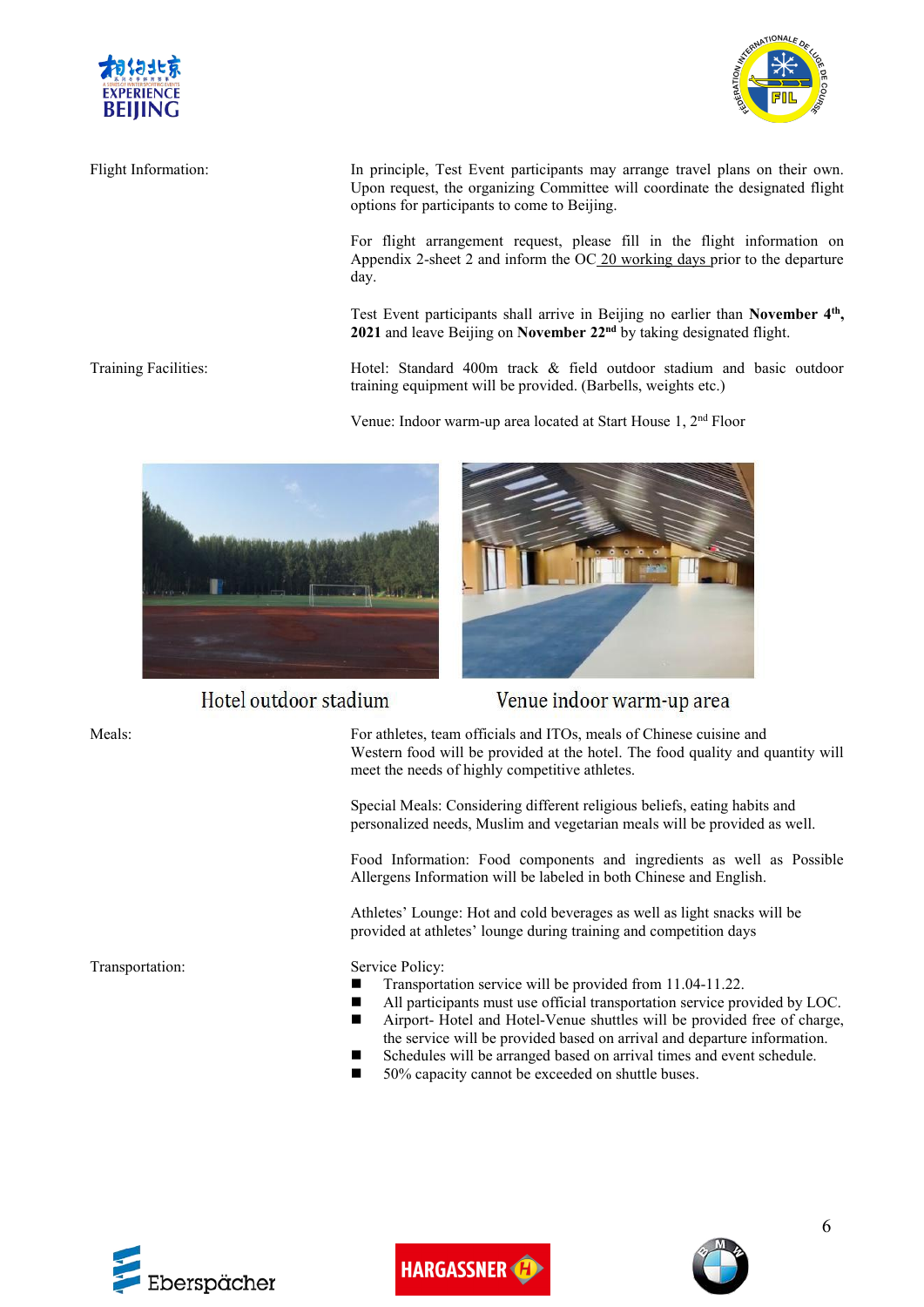Flight Information:

In principle, Test Event participants may arrange travel plans on their own. Upon request, the organizing Committee will coordinate the designated flight options for participants to come to Beijing.

For flight arrangement request, please fill in the flight information on Appendix 2-sheet 2 and inform the OC 20 working days prior to the departure day.

Test Event participants shall arrive in Beijing no earlier than **November 4th, 2021** and leave Beijing on **November 22nd** by taking designated flight.

Training Facilities:

Hotel: Standard 400m track & field outdoor stadium and basic outdoor training equipment will be provided. (Barbells, weights etc.)

Venue: Indoor warm-up area located at Start House 1, 2nd Floor

Hotel outdoor stadium

Venue indoor warm-up area

Meals:

For athletes, team officials and ITOs, meals of Chinese cuisine and Western food will be provided at the hotel. The food quality and quantity will meet the needs of highly competitive athletes.

Special Meals: Considering different religious beliefs, eating habits and personalized needs, Muslim and vegetarian meals will be provided as well.

Food Information: Food components and ingredients as well as Possible Allergens Information will be labeled in both Chinese and English.

Athletes' Lounge: Hot and cold beverages as well as light snacks will be provided at athletes' lounge during training and competition days

Transportation:

Service Policy:

- Transportation service will be provided from 11.04-11.22.
- All participants must use official transportation service provided by LOC.
- Airport- Hotel and Hotel-Venue shuttles will be provided free of charge, the service will be provided based on arrival and departure information.
- Schedules will be arranged based on arrival times and event schedule.
- 50% capacity cannot be exceeded on shuttle buses.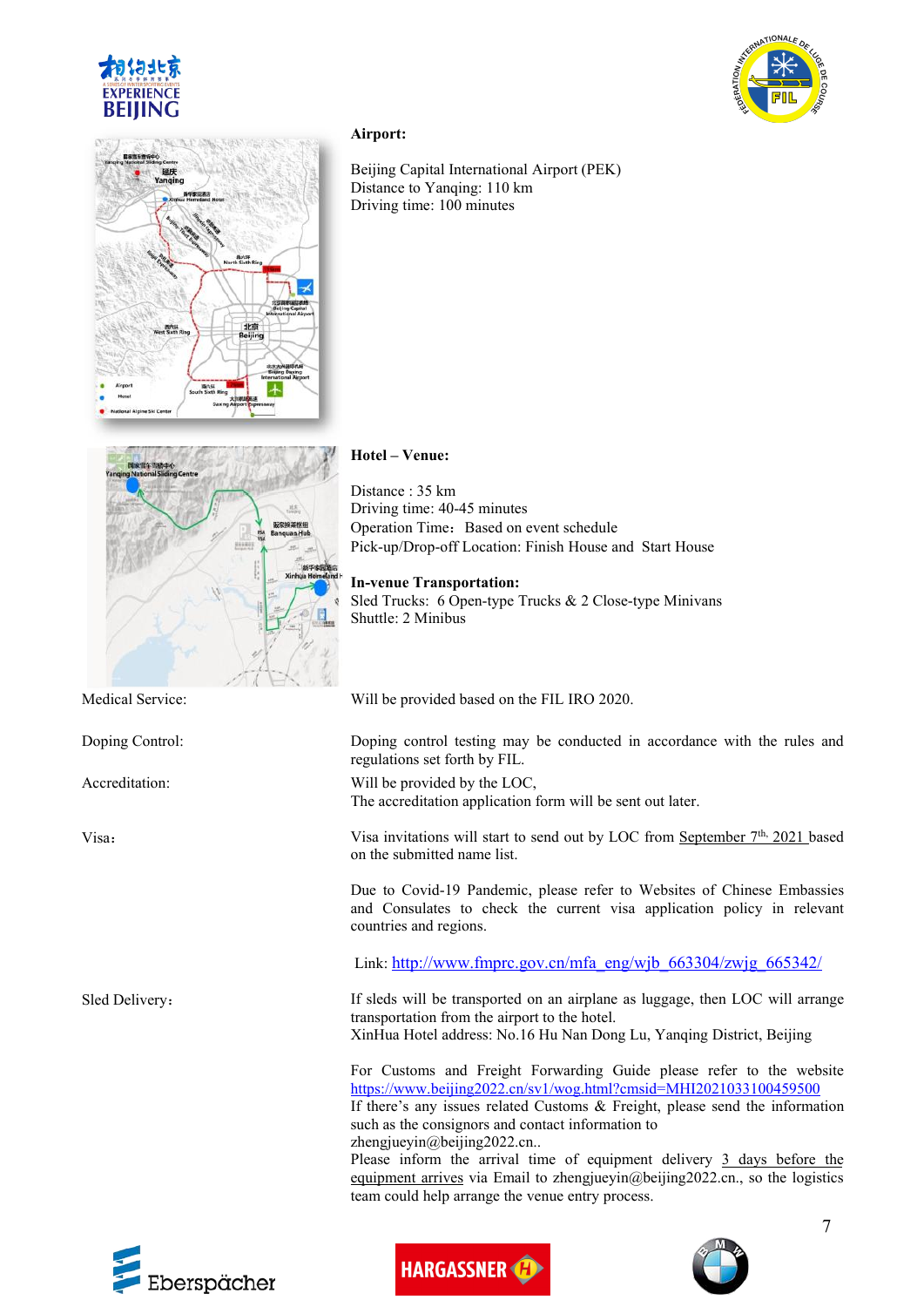**Airport:**

Beijing Capital International Airport (PEK)
Distance to Yanqing: 110 km
Driving time: 100 minutes

**Hotel – Venue:**

Distance : 35 km
Driving time: 40-45 minutes
Operation Time：Based on event schedule
Pick-up/Drop-off Location: Finish House and Start House

**In-venue Transportation:**
Sled Trucks: 6 Open-type Trucks & 2 Close-type Minivans
Shuttle: 2 Minibus

Medical Service: Will be provided based on the FIL IRO 2020.

Doping Control: Doping control testing may be conducted in accordance with the rules and regulations set forth by FIL.

Accreditation: Will be provided by the LOC,
The accreditation application form will be sent out later.

Visa： Visa invitations will start to send out by LOC from September 7th, 2021 based on the submitted name list.

Due to Covid-19 Pandemic, please refer to Websites of Chinese Embassies and Consulates to check the current visa application policy in relevant countries and regions.

Link: http://www.fmprc.gov.cn/mfa_eng/wjb_663304/zwjg_665342/

Sled Delivery： If sleds will be transported on an airplane as luggage, then LOC will arrange transportation from the airport to the hotel.
XinHua Hotel address: No.16 Hu Nan Dong Lu, Yanqing District, Beijing

For Customs and Freight Forwarding Guide please refer to the website https://www.beijing2022.cn/sv1/wog.html?cmsid=MHI2021033100459500
If there's any issues related Customs & Freight, please send the information such as the consignors and contact information to zhengjueyin@beijing2022.cn..
Please inform the arrival time of equipment delivery 3 days before the equipment arrives via Email to zhengjueyin@beijing2022.cn., so the logistics team could help arrange the venue entry process.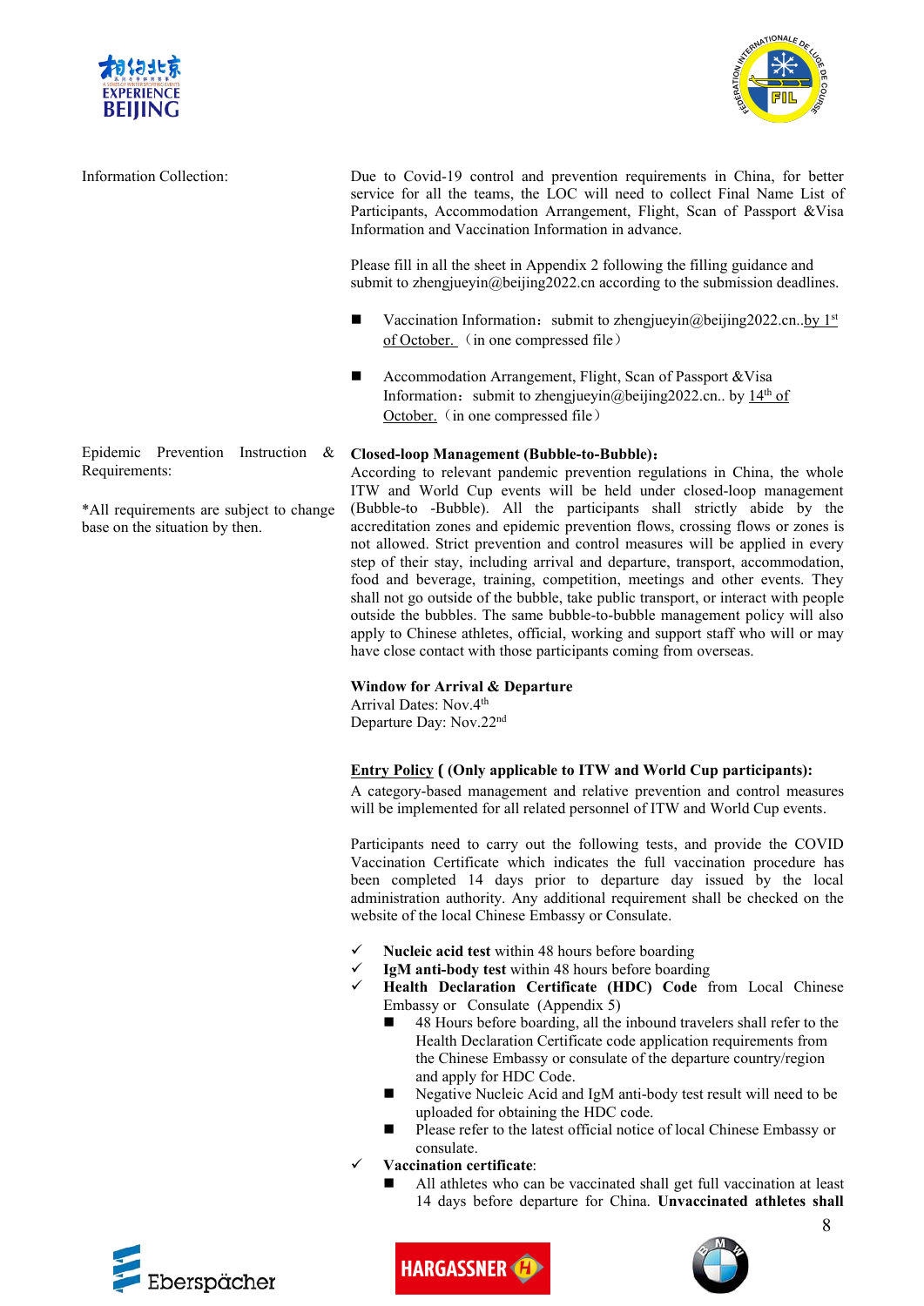Information Collection:

Due to Covid-19 control and prevention requirements in China, for better service for all the teams, the LOC will need to collect Final Name List of Participants, Accommodation Arrangement, Flight, Scan of Passport &Visa Information and Vaccination Information in advance.

Please fill in all the sheet in Appendix 2 following the filling guidance and submit to zhengjueyin@beijing2022.cn according to the submission deadlines.

- Vaccination Information：submit to zhengjueyin@beijing2022.cn..by 1st of October. （in one compressed file）
- Accommodation Arrangement, Flight, Scan of Passport &Visa Information：submit to zhengjueyin@beijing2022.cn.. by 14th of October.（in one compressed file）

Epidemic Prevention Instruction & Requirements:

*All requirements are subject to change base on the situation by then.

**Closed-loop Management (Bubble-to-Bubble)：**

According to relevant pandemic prevention regulations in China, the whole ITW and World Cup events will be held under closed-loop management (Bubble-to -Bubble). All the participants shall strictly abide by the accreditation zones and epidemic prevention flows, crossing flows or zones is not allowed. Strict prevention and control measures will be applied in every step of their stay, including arrival and departure, transport, accommodation, food and beverage, training, competition, meetings and other events. They shall not go outside of the bubble, take public transport, or interact with people outside the bubbles. The same bubble-to-bubble management policy will also apply to Chinese athletes, official, working and support staff who will or may have close contact with those participants coming from overseas.

**Window for Arrival & Departure**

Arrival Dates: Nov.4th

Departure Day: Nov.22nd

**Entry Policy ( (Only applicable to ITW and World Cup participants):**

A category-based management and relative prevention and control measures will be implemented for all related personnel of ITW and World Cup events.

Participants need to carry out the following tests, and provide the COVID Vaccination Certificate which indicates the full vaccination procedure has been completed 14 days prior to departure day issued by the local administration authority. Any additional requirement shall be checked on the website of the local Chinese Embassy or Consulate.

- ✓ **Nucleic acid test** within 48 hours before boarding
- ✓ **IgM anti-body test** within 48 hours before boarding
- ✓ **Health Declaration Certificate (HDC) Code** from Local Chinese Embassy or Consulate (Appendix 5)
  - 48 Hours before boarding, all the inbound travelers shall refer to the Health Declaration Certificate code application requirements from the Chinese Embassy or consulate of the departure country/region and apply for HDC Code.
  - Negative Nucleic Acid and IgM anti-body test result will need to be uploaded for obtaining the HDC code.
  - Please refer to the latest official notice of local Chinese Embassy or consulate.
- ✓ **Vaccination certificate**:
  - All athletes who can be vaccinated shall get full vaccination at least 14 days before departure for China. **Unvaccinated athletes shall**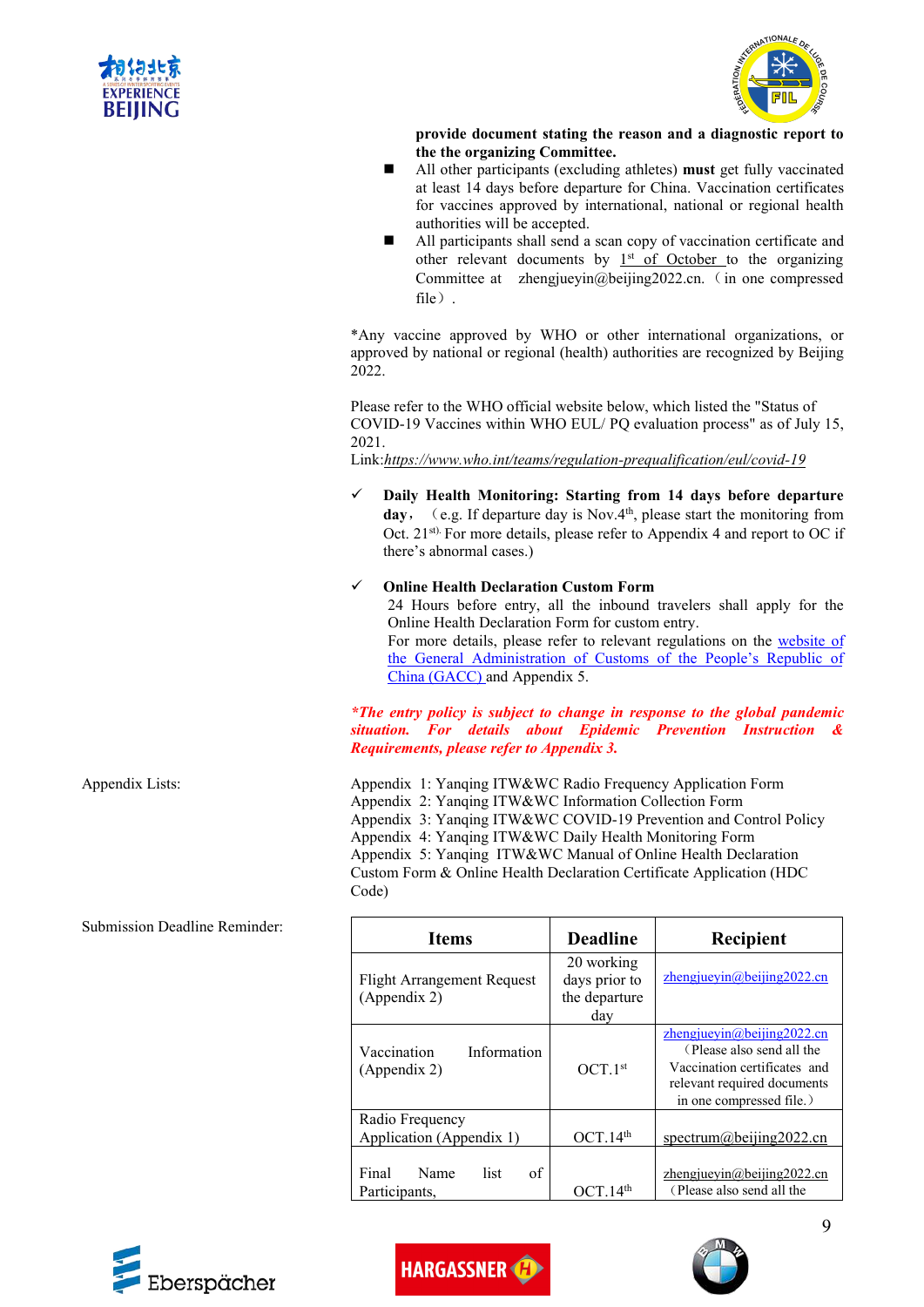**provide document stating the reason and a diagnostic report to the the organizing Committee.**

- All other participants (excluding athletes) **must** get fully vaccinated at least 14 days before departure for China. Vaccination certificates for vaccines approved by international, national or regional health authorities will be accepted.
- All participants shall send a scan copy of vaccination certificate and other relevant documents by 1st of October to the organizing Committee at zhengjueyin@beijing2022.cn.（in one compressed file）.

*Any vaccine approved by WHO or other international organizations, or approved by national or regional (health) authorities are recognized by Beijing 2022.

Please refer to the WHO official website below, which listed the "Status of COVID-19 Vaccines within WHO EUL/ PQ evaluation process" as of July 15, 2021.
Link:*https://www.who.int/teams/regulation-prequalification/eul/covid-19*

✓ **Daily Health Monitoring: Starting from 14 days before departure day**，（e.g. If departure day is Nov.4th, please start the monitoring from Oct. 21st). For more details, please refer to Appendix 4 and report to OC if there's abnormal cases.)

✓ **Online Health Declaration Custom Form**
24 Hours before entry, all the inbound travelers shall apply for the Online Health Declaration Form for custom entry.
For more details, please refer to relevant regulations on the website of the General Administration of Customs of the People's Republic of China (GACC) and Appendix 5.

***The entry policy is subject to change in response to the global pandemic situation. For details about Epidemic Prevention Instruction & Requirements, please refer to Appendix 3.***

Appendix Lists:

Appendix 1: Yanqing ITW&WC Radio Frequency Application Form
Appendix 2: Yanqing ITW&WC Information Collection Form
Appendix 3: Yanqing ITW&WC COVID-19 Prevention and Control Policy
Appendix 4: Yanqing ITW&WC Daily Health Monitoring Form
Appendix 5: Yanqing ITW&WC Manual of Online Health Declaration Custom Form & Online Health Declaration Certificate Application (HDC Code)

Submission Deadline Reminder:

| Items | Deadline | Recipient |
| --- | --- | --- |
| Flight Arrangement Request (Appendix 2) | 20 working days prior to the departure day | zhengjueyin@beijing2022.cn |
| Vaccination Information (Appendix 2) | OCT.1st | zhengjueyin@beijing2022.cn（Please also send all the Vaccination certificates and relevant required documents in one compressed file.） |
| Radio Frequency Application (Appendix 1) | OCT.14th | spectrum@beijing2022.cn |
| Final Name list of Participants, | OCT.14th | zhengjueyin@beijing2022.cn（Please also send all the |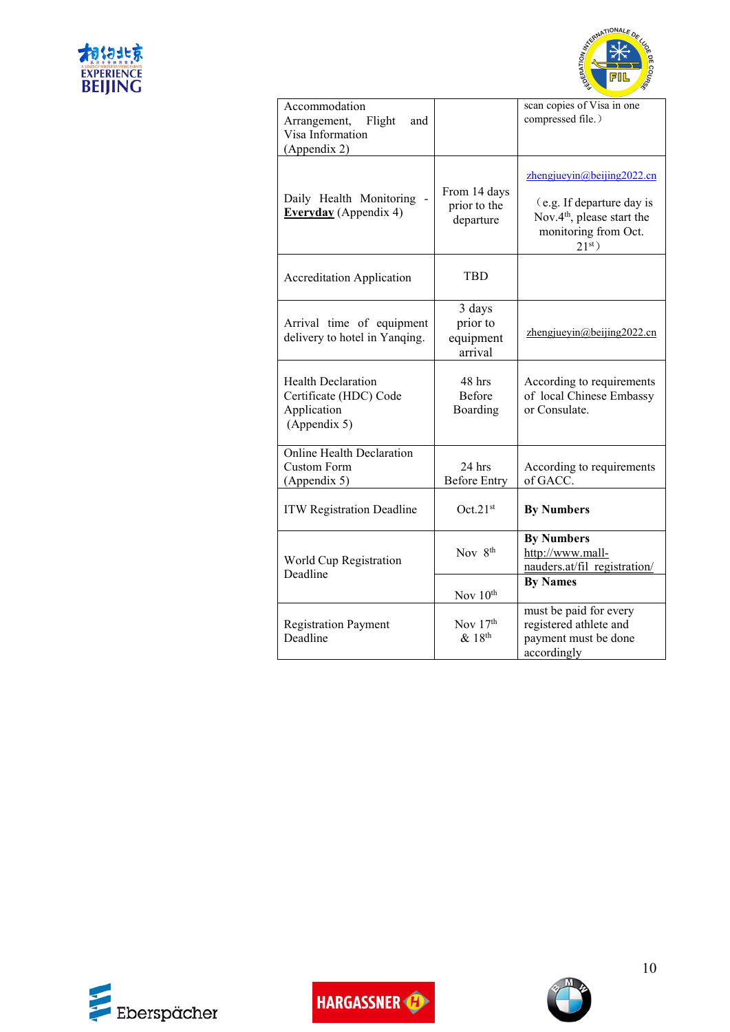| | | |
|---|---|---|
| Accommodation Arrangement, Flight and Visa Information (Appendix 2) | | scan copies of Visa in one compressed file.） |
| Daily Health Monitoring - **Everyday** (Appendix 4) | From 14 days prior to the departure | zhengjueyin@beijing2022.cn （e.g. If departure day is Nov.4th, please start the monitoring from Oct. 21st） |
| Accreditation Application | TBD | |
| Arrival time of equipment delivery to hotel in Yanqing. | 3 days prior to equipment arrival | zhengjueyin@beijing2022.cn |
| Health Declaration Certificate (HDC) Code Application (Appendix 5) | 48 hrs Before Boarding | According to requirements of local Chinese Embassy or Consulate. |
| Online Health Declaration Custom Form (Appendix 5) | 24 hrs Before Entry | According to requirements of GACC. |
| ITW Registration Deadline | Oct.21st | **By Numbers** |
| World Cup Registration Deadline | Nov 8th | **By Numbers** http://www.mall-nauders.at/fil_registration/ |
| | Nov 10th | **By Names** |
| Registration Payment Deadline | Nov 17th & 18th | must be paid for every registered athlete and payment must be done accordingly |